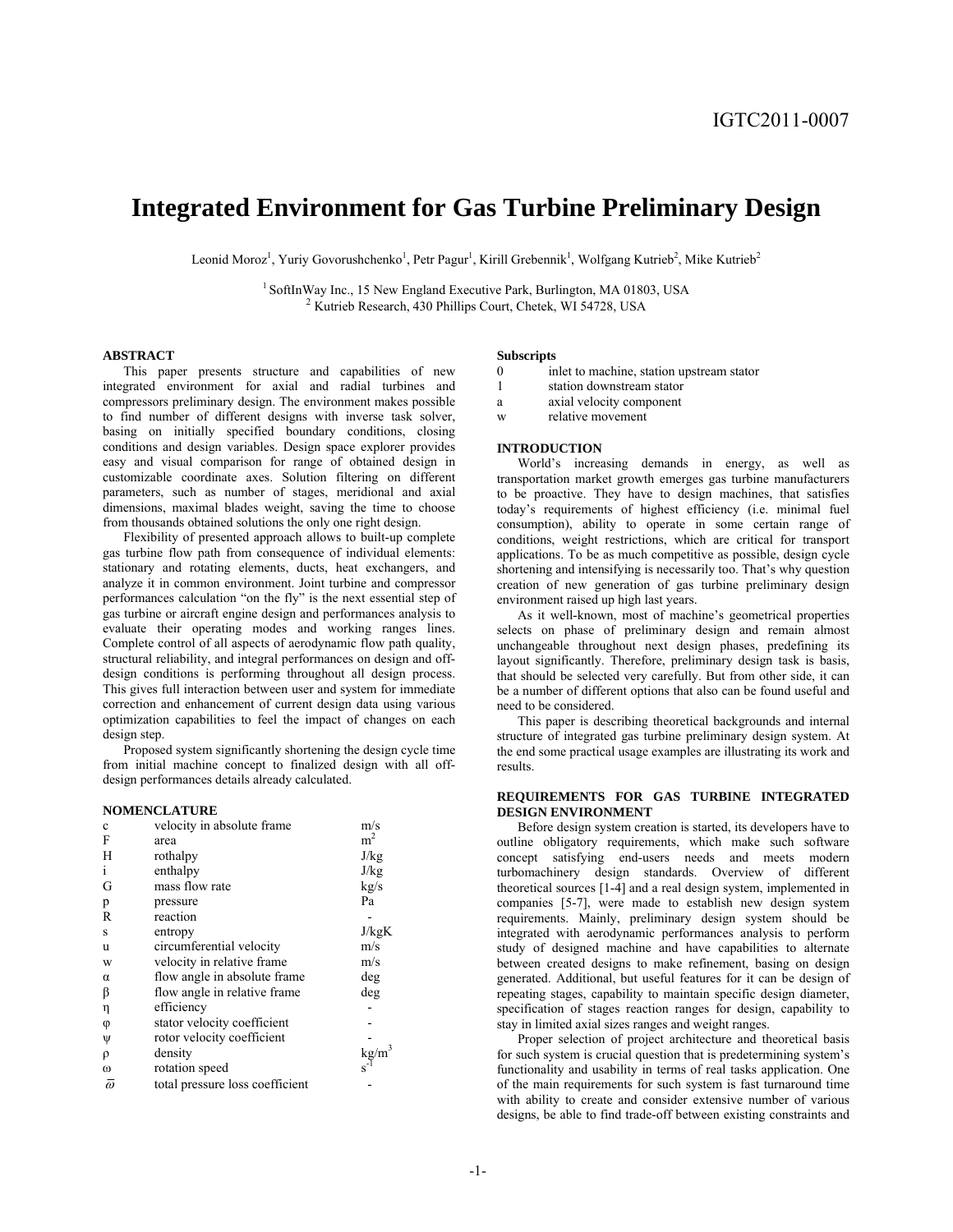IGTC2011-0007

# Integrated Environment for Gas Turbine Preliminary Design

Leonid Moroz[1], Yuriy Govorushchenko[1], Petr Pagur[1], Kirill Grebennik[1], Wolfgang Kutrieb[2], Mike Kutrieb[2]

[1] SoftInWay Inc., 15 New England Executive Park, Burlington, MA 01803, USA
[2] Kutrieb Research, 430 Phillips Court, Chetek, WI 54728, USA

## ABSTRACT

This paper presents structure and capabilities of new integrated environment for axial and radial turbines and compressors preliminary design. The environment makes possible to find number of different designs with inverse task solver, basing on initially specified boundary conditions, closing conditions and design variables. Design space explorer provides easy and visual comparison for range of obtained design in customizable coordinate axes. Solution filtering on different parameters, such as number of stages, meridional and axial dimensions, maximal blades weight, saving the time to choose from thousands obtained solutions the only one right design.

Flexibility of presented approach allows to built-up complete gas turbine flow path from consequence of individual elements: stationary and rotating elements, ducts, heat exchangers, and analyze it in common environment. Joint turbine and compressor performances calculation "on the fly" is the next essential step of gas turbine or aircraft engine design and performances analysis to evaluate their operating modes and working ranges lines. Complete control of all aspects of aerodynamic flow path quality, structural reliability, and integral performances on design and off-design conditions is performing throughout all design process. This gives full interaction between user and system for immediate correction and enhancement of current design data using various optimization capabilities to feel the impact of changes on each design step.

Proposed system significantly shortening the design cycle time from initial machine concept to finalized design with all off-design performances details already calculated.

## NOMENCLATURE

| | | |
|---|---|---|
| $c$ | velocity in absolute frame | m/s |
| $F$ | area | $m^2$ |
| $H$ | rothalpy | J/kg |
| $i$ | enthalpy | J/kg |
| $G$ | mass flow rate | kg/s |
| $p$ | pressure | Pa |
| $R$ | reaction | - |
| $s$ | entropy | J/kgK |
| $u$ | circumferential velocity | m/s |
| $w$ | velocity in relative frame | m/s |
| $\alpha$ | flow angle in absolute frame | deg |
| $\beta$ | flow angle in relative frame | deg |
| $\eta$ | efficiency | - |
| $\varphi$ | stator velocity coefficient | - |
| $\psi$ | rotor velocity coefficient | - |
| $\rho$ | density | $kg/m^3$ |
| $\omega$ | rotation speed | $s^{-1}$ |
| $\bar{\varpi}$ | total pressure loss coefficient | - |

### Subscripts

| | |
|---|---|
| 0 | inlet to machine, station upstream stator |
| 1 | station downstream stator |
| a | axial velocity component |
| w | relative movement |

## INTRODUCTION

World's increasing demands in energy, as well as transportation market growth emerges gas turbine manufacturers to be proactive. They have to design machines, that satisfies today's requirements of highest efficiency (i.e. minimal fuel consumption), ability to operate in some certain range of conditions, weight restrictions, which are critical for transport applications. To be as much competitive as possible, design cycle shortening and intensifying is necessarily too. That's why question creation of new generation of gas turbine preliminary design environment raised up high last years.

As it well-known, most of machine's geometrical properties selects on phase of preliminary design and remain almost unchangeable throughout next design phases, predefining its layout significantly. Therefore, preliminary design task is basis, that should be selected very carefully. But from other side, it can be a number of different options that also can be found useful and need to be considered.

This paper is describing theoretical backgrounds and internal structure of integrated gas turbine preliminary design system. At the end some practical usage examples are illustrating its work and results.

## REQUIREMENTS FOR GAS TURBINE INTEGRATED DESIGN ENVIRONMENT

Before design system creation is started, its developers have to outline obligatory requirements, which make such software concept satisfying end-users needs and meets modern turbomachinery design standards. Overview of different theoretical sources [1-4] and a real design system, implemented in companies [5-7], were made to establish new design system requirements. Mainly, preliminary design system should be integrated with aerodynamic performances analysis to perform study of designed machine and have capabilities to alternate between created designs to make refinement, basing on design generated. Additional, but useful features for it can be design of repeating stages, capability to maintain specific design diameter, specification of stages reaction ranges for design, capability to stay in limited axial sizes ranges and weight ranges.

Proper selection of project architecture and theoretical basis for such system is crucial question that is predetermining system's functionality and usability in terms of real tasks application. One of the main requirements for such system is fast turnaround time with ability to create and consider extensive number of various designs, be able to find trade-off between existing constraints and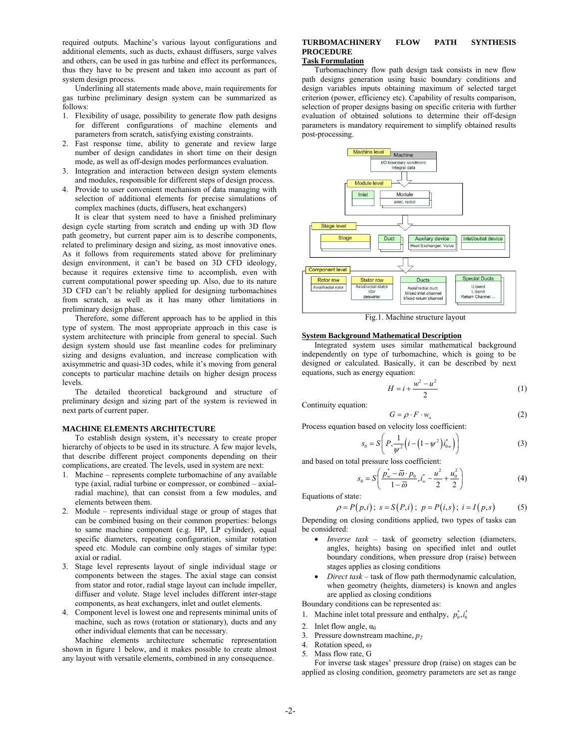required outputs. Machine's various layout configurations and additional elements, such as ducts, exhaust diffusers, surge valves and others, can be used in gas turbine and effect its performances, thus they have to be present and taken into account as part of system design process.

Underlining all statements made above, main requirements for gas turbine preliminary design system can be summarized as follows:

1. Flexibility of usage, possibility to generate flow path designs for different configurations of machine elements and parameters from scratch, satisfying existing constraints.
2. Fast response time, ability to generate and review large number of design candidates in short time on their design mode, as well as off-design modes performances evaluation.
3. Integration and interaction between design system elements and modules, responsible for different steps of design process.
4. Provide to user convenient mechanism of data managing with selection of additional elements for precise simulations of complex machines (ducts, diffusers, heat exchangers)

It is clear that system need to have a finished preliminary design cycle starting from scratch and ending up with 3D flow path geometry, but current paper aim is to describe components, related to preliminary design and sizing, as most innovative ones. As it follows from requirements stated above for preliminary design environment, it can't be based on 3D CFD ideology, because it requires extensive time to accomplish, even with current computational power speeding up. Also, due to its nature 3D CFD can't be reliably applied for designing turbomachines from scratch, as well as it has many other limitations in preliminary design phase.

Therefore, some different approach has to be applied in this type of system. The most appropriate approach in this case is system architecture with principle from general to special. Such design system should use fast meanline codes for preliminary sizing and designs evaluation, and increase complication with axisymmetric and quasi-3D codes, while it's moving from general concepts to particular machine details on higher design process levels.

The detailed theoretical background and structure of preliminary design and sizing part of the system is reviewed in next parts of current paper.

## MACHINE ELEMENTS ARCHITECTURE

To establish design system, it's necessary to create proper hierarchy of objects to be used in its structure. A few major levels, that describe different project components depending on their complications, are created. The levels, used in system are next:

1. Machine – represents complete turbomachine of any available type (axial, radial turbine or compressor, or combined – axial-radial machine), that can consist from a few modules, and elements between them.
2. Module – represents individual stage or group of stages that can be combined basing on their common properties: belongs to same machine component (e.g. HP, LP cylinder), equal specific diameters, repeating configuration, similar rotation speed etc. Module can combine only stages of similar type: axial or radial.
3. Stage level represents layout of single individual stage or components between the stages. The axial stage can consist from stator and rotor, radial stage layout can include impeller, diffuser and volute. Stage level includes different inter-stage components, as heat exchangers, inlet and outlet elements.
4. Component level is lowest one and represents minimal units of machine, such as rows (rotation or stationary), ducts and any other individual elements that can be necessary.

Machine elements architecture schematic representation shown in figure 1 below, and it makes possible to create almost any layout with versatile elements, combined in any consequence.

## TURBOMACHINERY FLOW PATH SYNTHESIS PROCEDURE

### Task Formulation

Turbomachinery flow path design task consists in new flow path designs generation using basic boundary conditions and design variables inputs obtaining maximum of selected target criterion (power, efficiency etc). Capability of results comparison, selection of proper designs basing on specific criteria with further evaluation of obtained solutions to determine their off-design parameters is mandatory requirement to simplify obtained results post-processing.

Machine level: Machine — I/O boundary conditions, Integral data
Module level: Inlet; Module — axial, radial
Stage level: Stage; Duct; Auxilary device — Heat Exchanger, Valve; Inlet/outlet device
Component level: Rotor row — Axial/radial rotor; Stator row — Axial/radial stator, IGV, deswirler; Ducts — Axial/radial duct, Mixed inlet channel, Mixed return channel; Special Ducts — U-bend, L-bend, Return Channel ...

Fig.1. Machine structure layout

### System Background Mathematical Description

Integrated system uses similar mathematical background independently on type of turbomachine, which is going to be designed or calculated. Basically, it can be described by next equations, such as energy equation:

$$H = i + \frac{w^2 - u^2}{2} \tag{1}$$

Continuity equation:

$$G = \rho \cdot F \cdot w_a \tag{2}$$

Process equation based on velocity loss coefficient:

$$s_0 = S\left(P, \frac{1}{\psi^2}\left(i - \left(1 - \psi^2\right) i_{0w}^*\right)\right) \tag{3}$$

and based on total pressure loss coefficient:

$$s_0 = S\left(\frac{p_w^* - \bar{\varpi} \cdot p_0}{1 - \bar{\varpi}}, i_w^* - \frac{u^2}{2} + \frac{u_0^2}{2}\right) \tag{4}$$

Equations of state:

$$\rho = P(p,i);\; s = S(P,i);\; p = P(i,s);\; i = I(p,s) \tag{5}$$

Depending on closing conditions applied, two types of tasks can be considered:

- *Inverse task* – task of geometry selection (diameters, angles, heights) basing on specified inlet and outlet boundary conditions, when pressure drop (raise) between stages applies as closing conditions
- *Direct task* – task of flow path thermodynamic calculation, when geometry (heights, diameters) is known and angles are applied as closing conditions

Boundary conditions can be represented as:

1. Machine inlet total pressure and enthalpy, $p_0^*, i_0^*$
2. Inlet flow angle, $\alpha_0$
3. Pressure downstream machine, $p_2$
4. Rotation speed, $\omega$
5. Mass flow rate, G

For inverse task stages' pressure drop (raise) on stages can be applied as closing condition, geometry parameters are set as range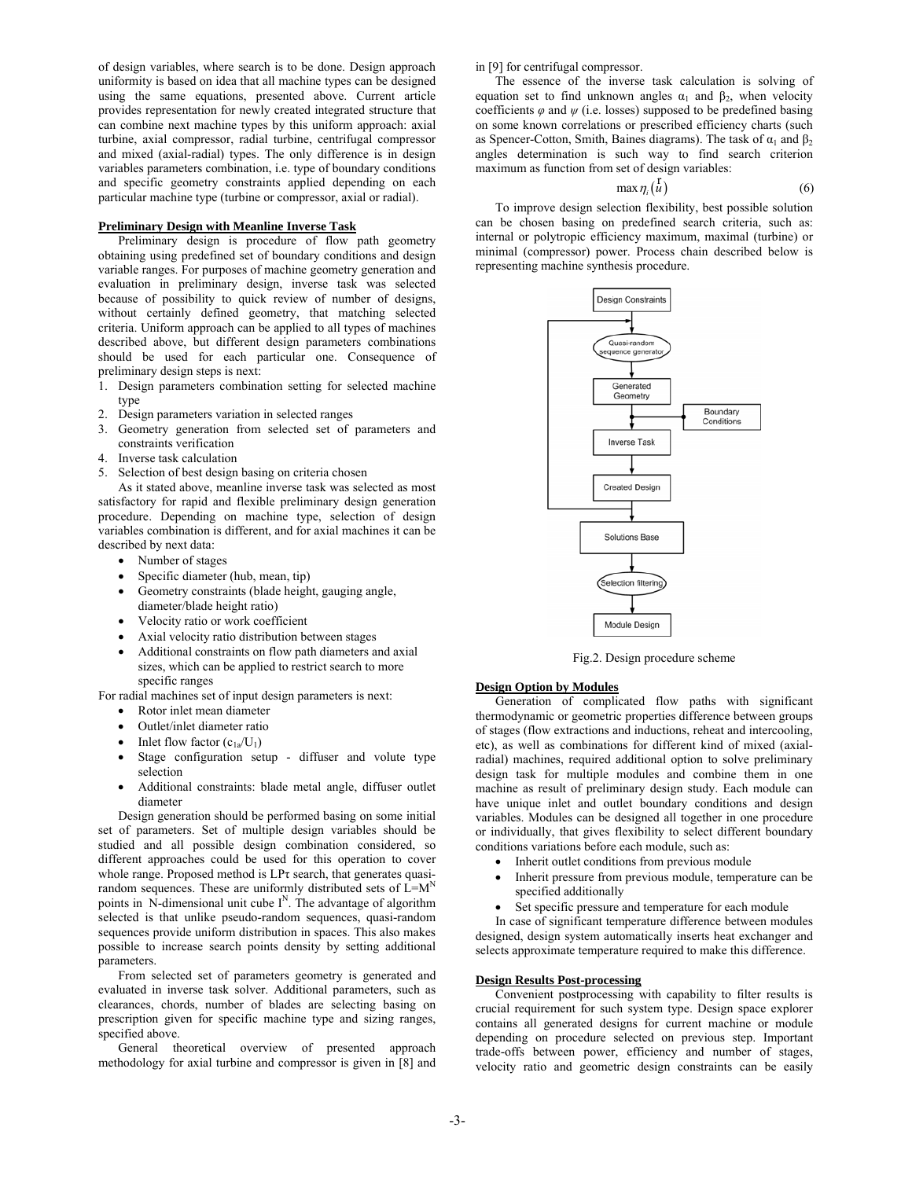of design variables, where search is to be done. Design approach uniformity is based on idea that all machine types can be designed using the same equations, presented above. Current article provides representation for newly created integrated structure that can combine next machine types by this uniform approach: axial turbine, axial compressor, radial turbine, centrifugal compressor and mixed (axial-radial) types. The only difference is in design variables parameters combination, i.e. type of boundary conditions and specific geometry constraints applied depending on each particular machine type (turbine or compressor, axial or radial).

### Preliminary Design with Meanline Inverse Task

Preliminary design is procedure of flow path geometry obtaining using predefined set of boundary conditions and design variable ranges. For purposes of machine geometry generation and evaluation in preliminary design, inverse task was selected because of possibility to quick review of number of designs, without certainly defined geometry, that matching selected criteria. Uniform approach can be applied to all types of machines described above, but different design parameters combinations should be used for each particular one. Consequence of preliminary design steps is next:

1. Design parameters combination setting for selected machine type
2. Design parameters variation in selected ranges
3. Geometry generation from selected set of parameters and constraints verification
4. Inverse task calculation
5. Selection of best design basing on criteria chosen

As it stated above, meanline inverse task was selected as most satisfactory for rapid and flexible preliminary design generation procedure. Depending on machine type, selection of design variables combination is different, and for axial machines it can be described by next data:

- Number of stages
- Specific diameter (hub, mean, tip)
- Geometry constraints (blade height, gauging angle, diameter/blade height ratio)
- Velocity ratio or work coefficient
- Axial velocity ratio distribution between stages
- Additional constraints on flow path diameters and axial sizes, which can be applied to restrict search to more specific ranges

For radial machines set of input design parameters is next:

- Rotor inlet mean diameter
- Outlet/inlet diameter ratio
- Inlet flow factor ($c_{1a}/U_1$)
- Stage configuration setup - diffuser and volute type selection
- Additional constraints: blade metal angle, diffuser outlet diameter

Design generation should be performed basing on some initial set of parameters. Set of multiple design variables should be studied and all possible design combination considered, so different approaches could be used for this operation to cover whole range. Proposed method is LPτ search, that generates quasi-random sequences. These are uniformly distributed sets of $L=M^N$ points in N-dimensional unit cube $I^N$. The advantage of algorithm selected is that unlike pseudo-random sequences, quasi-random sequences provide uniform distribution in spaces. This also makes possible to increase search points density by setting additional parameters.

From selected set of parameters geometry is generated and evaluated in inverse task solver. Additional parameters, such as clearances, chords, number of blades are selecting basing on prescription given for specific machine type and sizing ranges, specified above.

General theoretical overview of presented approach methodology for axial turbine and compressor is given in [8] and in [9] for centrifugal compressor.

The essence of the inverse task calculation is solving of equation set to find unknown angles $\alpha_1$ and $\beta_2$, when velocity coefficients $\varphi$ and $\psi$ (i.e. losses) supposed to be predefined basing on some known correlations or prescribed efficiency charts (such as Spencer-Cotton, Smith, Baines diagrams). The task of $\alpha_1$ and $\beta_2$ angles determination is such way to find search criterion maximum as function from set of design variables:

$$\max \eta_i(\vec{u}) \tag{6}$$

To improve design selection flexibility, best possible solution can be chosen basing on predefined search criteria, such as: internal or polytropic efficiency maximum, maximal (turbine) or minimal (compressor) power. Process chain described below is representing machine synthesis procedure.

Fig.2. Design procedure scheme

### Design Option by Modules

Generation of complicated flow paths with significant thermodynamic or geometric properties difference between groups of stages (flow extractions and inductions, reheat and intercooling, etc), as well as combinations for different kind of mixed (axial-radial) machines, required additional option to solve preliminary design task for multiple modules and combine them in one machine as result of preliminary design study. Each module can have unique inlet and outlet boundary conditions and design variables. Modules can be designed all together in one procedure or individually, that gives flexibility to select different boundary conditions variations before each module, such as:

- Inherit outlet conditions from previous module
- Inherit pressure from previous module, temperature can be specified additionally
- Set specific pressure and temperature for each module

In case of significant temperature difference between modules designed, design system automatically inserts heat exchanger and selects approximate temperature required to make this difference.

### Design Results Post-processing

Convenient postprocessing with capability to filter results is crucial requirement for such system type. Design space explorer contains all generated designs for current machine or module depending on procedure selected on previous step. Important trade-offs between power, efficiency and number of stages, velocity ratio and geometric design constraints can be easily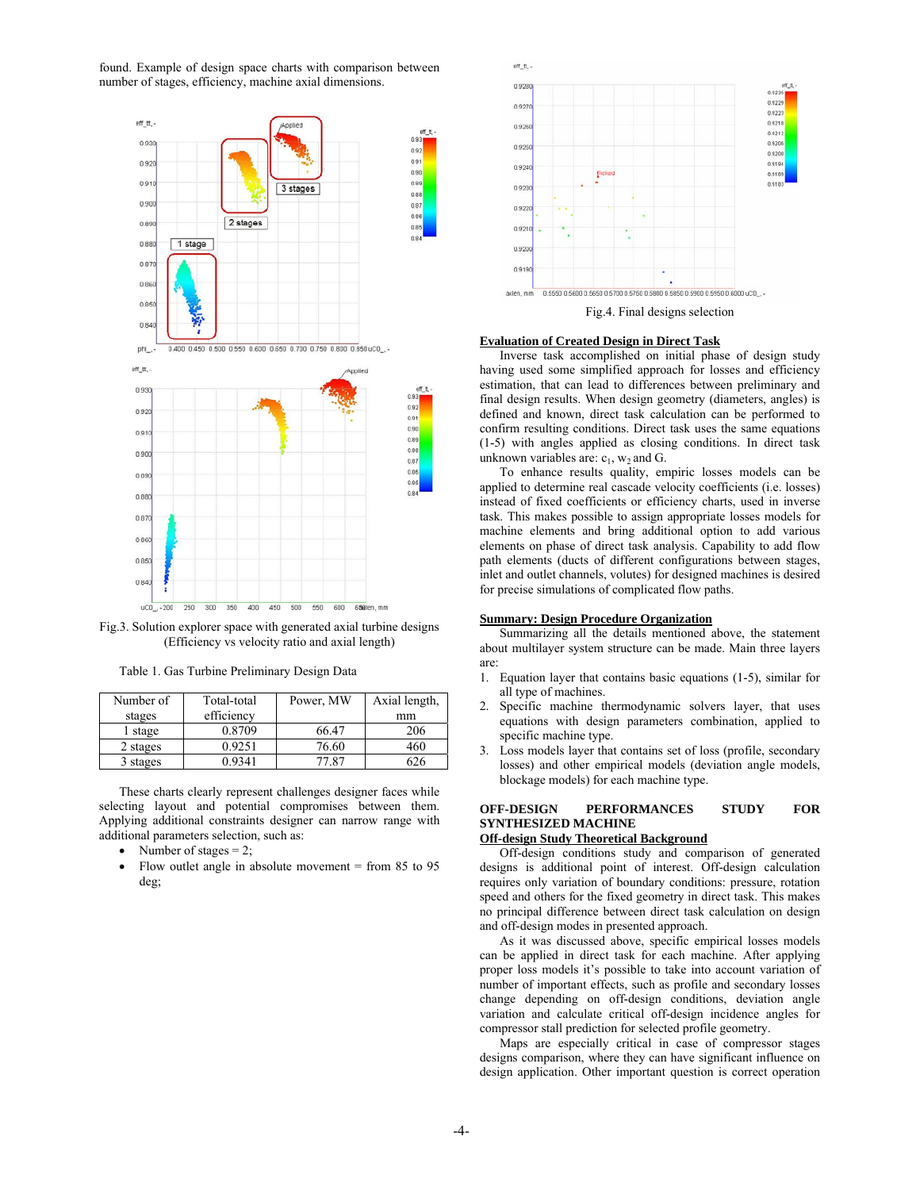found. Example of design space charts with comparison between number of stages, efficiency, machine axial dimensions.

Fig.3. Solution explorer space with generated axial turbine designs (Efficiency vs velocity ratio and axial length)

Table 1. Gas Turbine Preliminary Design Data

| Number of stages | Total-total efficiency | Power, MW | Axial length, mm |
|---|---|---|---|
| 1 stage | 0.8709 | 66.47 | 206 |
| 2 stages | 0.9251 | 76.60 | 460 |
| 3 stages | 0.9341 | 77.87 | 626 |

These charts clearly represent challenges designer faces while selecting layout and potential compromises between them. Applying additional constraints designer can narrow range with additional parameters selection, such as:

- Number of stages = 2;
- Flow outlet angle in absolute movement = from 85 to 95 deg;

Fig.4. Final designs selection

## Evaluation of Created Design in Direct Task

Inverse task accomplished on initial phase of design study having used some simplified approach for losses and efficiency estimation, that can lead to differences between preliminary and final design results. When design geometry (diameters, angles) is defined and known, direct task calculation can be performed to confirm resulting conditions. Direct task uses the same equations (1-5) with angles applied as closing conditions. In direct task unknown variables are: $c_1$, $w_2$ and G.

To enhance results quality, empiric losses models can be applied to determine real cascade velocity coefficients (i.e. losses) instead of fixed coefficients or efficiency charts, used in inverse task. This makes possible to assign appropriate losses models for machine elements and bring additional option to add various elements on phase of direct task analysis. Capability to add flow path elements (ducts of different configurations between stages, inlet and outlet channels, volutes) for designed machines is desired for precise simulations of complicated flow paths.

## Summary: Design Procedure Organization

Summarizing all the details mentioned above, the statement about multilayer system structure can be made. Main three layers are:

1. Equation layer that contains basic equations (1-5), similar for all type of machines.
2. Specific machine thermodynamic solvers layer, that uses equations with design parameters combination, applied to specific machine type.
3. Loss models layer that contains set of loss (profile, secondary losses) and other empirical models (deviation angle models, blockage models) for each machine type.

# OFF-DESIGN PERFORMANCES STUDY FOR SYNTHESIZED MACHINE

## Off-design Study Theoretical Background

Off-design conditions study and comparison of generated designs is additional point of interest. Off-design calculation requires only variation of boundary conditions: pressure, rotation speed and others for the fixed geometry in direct task. This makes no principal difference between direct task calculation on design and off-design modes in presented approach.

As it was discussed above, specific empirical losses models can be applied in direct task for each machine. After applying proper loss models it's possible to take into account variation of number of important effects, such as profile and secondary losses change depending on off-design conditions, deviation angle variation and calculate critical off-design incidence angles for compressor stall prediction for selected profile geometry.

Maps are especially critical in case of compressor stages designs comparison, where they can have significant influence on design application. Other important question is correct operation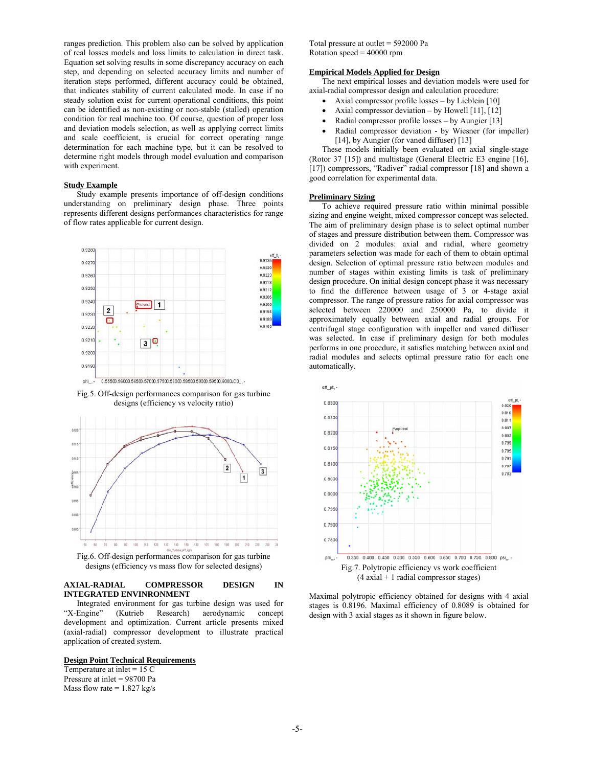ranges prediction. This problem also can be solved by application of real losses models and loss limits to calculation in direct task. Equation set solving results in some discrepancy accuracy on each step, and depending on selected accuracy limits and number of iteration steps performed, different accuracy could be obtained, that indicates stability of current calculated mode. In case if no steady solution exist for current operational conditions, this point can be identified as non-existing or non-stable (stalled) operation condition for real machine too. Of course, question of proper loss and deviation models selection, as well as applying correct limits and scale coefficient, is crucial for correct operating range determination for each machine type, but it can be resolved to determine right models through model evaluation and comparison with experiment.

## Study Example

Study example presents importance of off-design conditions understanding on preliminary design phase. Three points represents different designs performances characteristics for range of flow rates applicable for current design.

Fig.5. Off-design performances comparison for gas turbine designs (efficiency vs velocity ratio)

Fig.6. Off-design performances comparison for gas turbine designs (efficiency vs mass flow for selected designs)

## AXIAL-RADIAL COMPRESSOR DESIGN IN INTEGRATED ENVINRONMENT

Integrated environment for gas turbine design was used for "X-Engine" (Kutrieb Research) aerodynamic concept development and optimization. Current article presents mixed (axial-radial) compressor development to illustrate practical application of created system.

## Design Point Technical Requirements

Temperature at inlet = 15 C
Pressure at inlet = 98700 Pa
Mass flow rate = 1.827 kg/s
Total pressure at outlet = 592000 Pa
Rotation speed = 40000 rpm

## Empirical Models Applied for Design

The next empirical losses and deviation models were used for axial-radial compressor design and calculation procedure:

- Axial compressor profile losses – by Lieblein [10]
- Axial compressor deviation – by Howell [11], [12]
- Radial compressor profile losses – by Aungier [13]
- Radial compressor deviation - by Wiesner (for impeller) [14], by Aungier (for vaned diffuser) [13]

These models initially been evaluated on axial single-stage (Rotor 37 [15]) and multistage (General Electric E3 engine [16], [17]) compressors, "Radiver" radial compressor [18] and shown a good correlation for experimental data.

## Preliminary Sizing

To achieve required pressure ratio within minimal possible sizing and engine weight, mixed compressor concept was selected. The aim of preliminary design phase is to select optimal number of stages and pressure distribution between them. Compressor was divided on 2 modules: axial and radial, where geometry parameters selection was made for each of them to obtain optimal design. Selection of optimal pressure ratio between modules and number of stages within existing limits is task of preliminary design procedure. On initial design concept phase it was necessary to find the difference between usage of 3 or 4-stage axial compressor. The range of pressure ratios for axial compressor was selected between 220000 and 250000 Pa, to divide it approximately equally between axial and radial groups. For centrifugal stage configuration with impeller and vaned diffuser was selected. In case if preliminary design for both modules performs in one procedure, it satisfies matching between axial and radial modules and selects optimal pressure ratio for each one automatically.

Fig.7. Polytropic efficiency vs work coefficient (4 axial + 1 radial compressor stages)

Maximal polytropic efficiency obtained for designs with 4 axial stages is 0.8196. Maximal efficiency of 0.8089 is obtained for design with 3 axial stages as it shown in figure below.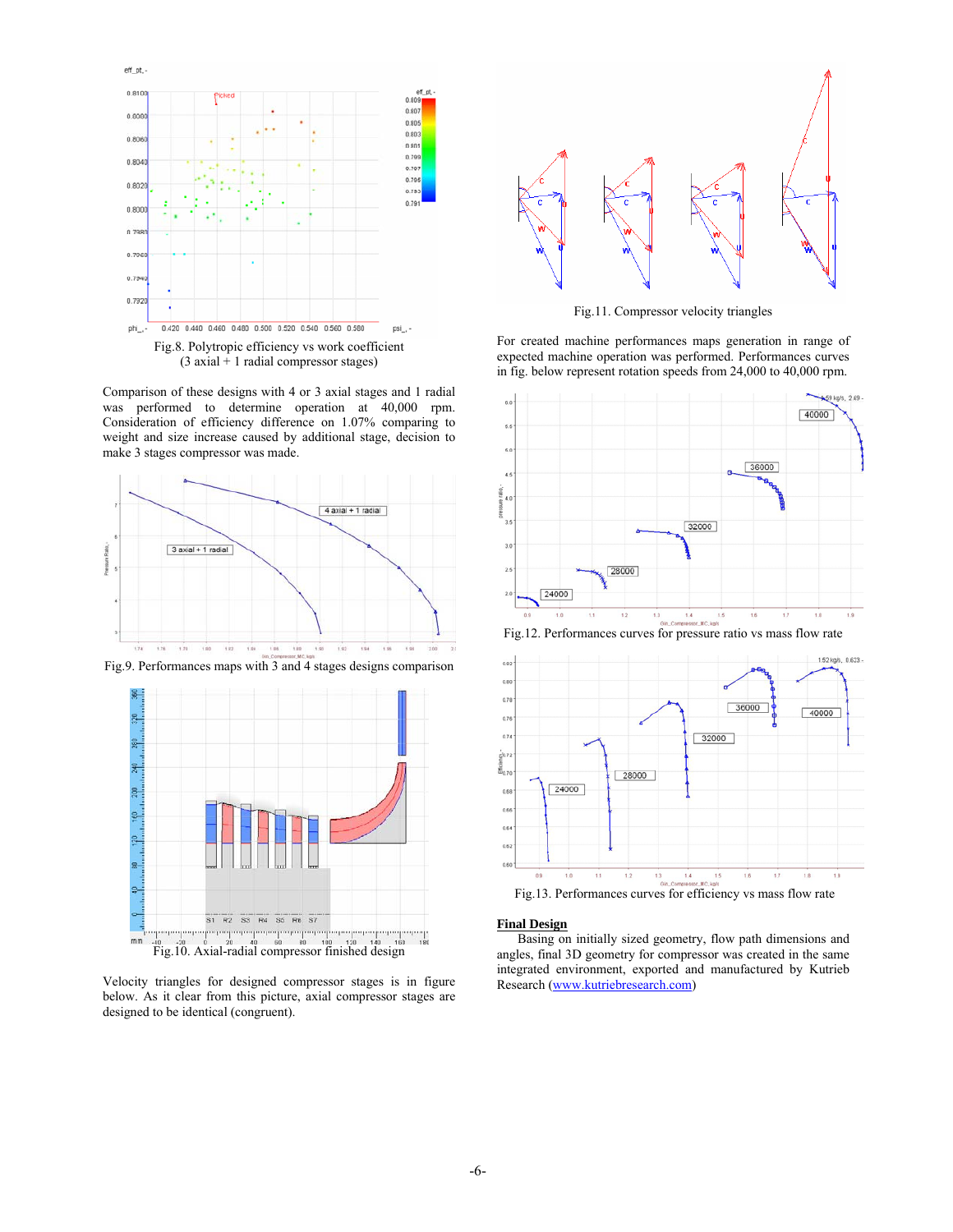Fig.8. Polytropic efficiency vs work coefficient (3 axial + 1 radial compressor stages)

Comparison of these designs with 4 or 3 axial stages and 1 radial was performed to determine operation at 40,000 rpm. Consideration of efficiency difference on 1.07% comparing to weight and size increase caused by additional stage, decision to make 3 stages compressor was made.

Fig.9. Performances maps with 3 and 4 stages designs comparison

Fig.10. Axial-radial compressor finished design

Velocity triangles for designed compressor stages is in figure below. As it clear from this picture, axial compressor stages are designed to be identical (congruent).

Fig.11. Compressor velocity triangles

For created machine performances maps generation in range of expected machine operation was performed. Performances curves in fig. below represent rotation speeds from 24,000 to 40,000 rpm.

Fig.12. Performances curves for pressure ratio vs mass flow rate

Fig.13. Performances curves for efficiency vs mass flow rate

## Final Design

Basing on initially sized geometry, flow path dimensions and angles, final 3D geometry for compressor was created in the same integrated environment, exported and manufactured by Kutrieb Research (www.kutriebresearch.com)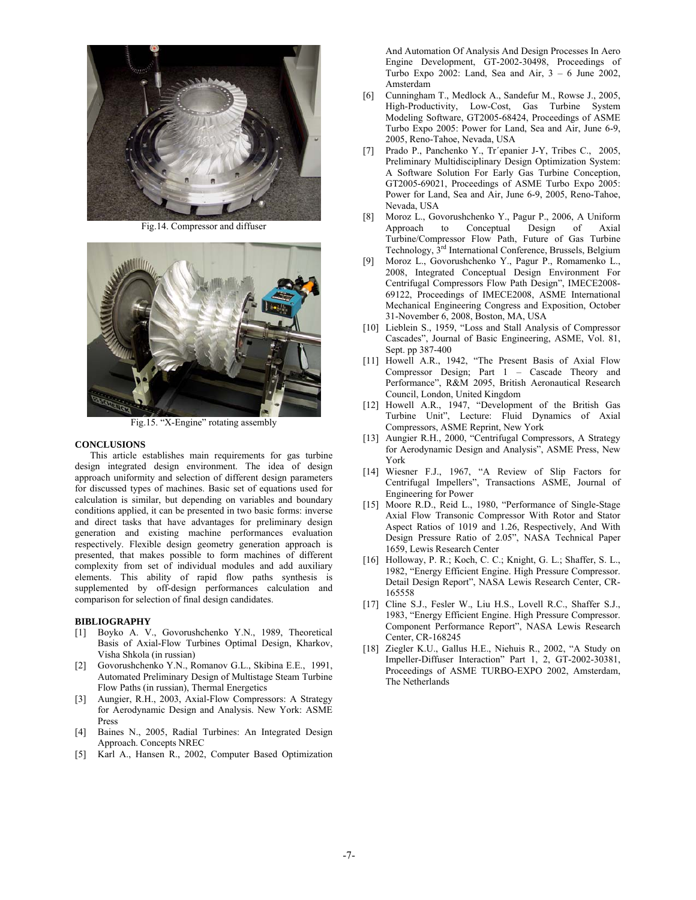Fig.14. Compressor and diffuser

Fig.15. "X-Engine" rotating assembly

## CONCLUSIONS

This article establishes main requirements for gas turbine design integrated design environment. The idea of design approach uniformity and selection of different design parameters for discussed types of machines. Basic set of equations used for calculation is similar, but depending on variables and boundary conditions applied, it can be presented in two basic forms: inverse and direct tasks that have advantages for preliminary design generation and existing machine performances evaluation respectively. Flexible design geometry generation approach is presented, that makes possible to form machines of different complexity from set of individual modules and add auxiliary elements. This ability of rapid flow paths synthesis is supplemented by off-design performances calculation and comparison for selection of final design candidates.

## BIBLIOGRAPHY

[1] Boyko A. V., Govorushchenko Y.N., 1989, Theoretical Basis of Axial-Flow Turbines Optimal Design, Kharkov, Visha Shkola (in russian)

[2] Govorushchenko Y.N., Romanov G.L., Skibina E.E., 1991, Automated Preliminary Design of Multistage Steam Turbine Flow Paths (in russian), Thermal Energetics

[3] Aungier, R.H., 2003, Axial-Flow Compressors: A Strategy for Aerodynamic Design and Analysis. New York: ASME Press

[4] Baines N., 2005, Radial Turbines: An Integrated Design Approach. Concepts NREC

[5] Karl A., Hansen R., 2002, Computer Based Optimization And Automation Of Analysis And Design Processes In Aero Engine Development, GT-2002-30498, Proceedings of Turbo Expo 2002: Land, Sea and Air, 3 – 6 June 2002, Amsterdam

[6] Cunningham T., Medlock A., Sandefur M., Rowse J., 2005, High-Productivity, Low-Cost, Gas Turbine System Modeling Software, GT2005-68424, Proceedings of ASME Turbo Expo 2005: Power for Land, Sea and Air, June 6-9, 2005, Reno-Tahoe, Nevada, USA

[7] Prado P., Panchenko Y., Tr´epanier J-Y, Tribes C., 2005, Preliminary Multidisciplinary Design Optimization System: A Software Solution For Early Gas Turbine Conception, GT2005-69021, Proceedings of ASME Turbo Expo 2005: Power for Land, Sea and Air, June 6-9, 2005, Reno-Tahoe, Nevada, USA

[8] Moroz L., Govorushchenko Y., Pagur P., 2006, A Uniform Approach to Conceptual Design of Axial Turbine/Compressor Flow Path, Future of Gas Turbine Technology, 3rd International Conference, Brussels, Belgium

[9] Moroz L., Govorushchenko Y., Pagur P., Romamenko L., 2008, Integrated Conceptual Design Environment For Centrifugal Compressors Flow Path Design", IMECE2008-69122, Proceedings of IMECE2008, ASME International Mechanical Engineering Congress and Exposition, October 31-November 6, 2008, Boston, MA, USA

[10] Lieblein S., 1959, "Loss and Stall Analysis of Compressor Cascades", Journal of Basic Engineering, ASME, Vol. 81, Sept. pp 387-400

[11] Howell A.R., 1942, "The Present Basis of Axial Flow Compressor Design; Part 1 – Cascade Theory and Performance", R&M 2095, British Aeronautical Research Council, London, United Kingdom

[12] Howell A.R., 1947, "Development of the British Gas Turbine Unit", Lecture: Fluid Dynamics of Axial Compressors, ASME Reprint, New York

[13] Aungier R.H., 2000, "Centrifugal Compressors, A Strategy for Aerodynamic Design and Analysis", ASME Press, New York

[14] Wiesner F.J., 1967, "A Review of Slip Factors for Centrifugal Impellers", Transactions ASME, Journal of Engineering for Power

[15] Moore R.D., Reid L., 1980, "Performance of Single-Stage Axial Flow Transonic Compressor With Rotor and Stator Aspect Ratios of 1019 and 1.26, Respectively, And With Design Pressure Ratio of 2.05", NASA Technical Paper 1659, Lewis Research Center

[16] Holloway, P. R.; Koch, C. C.; Knight, G. L.; Shaffer, S. L., 1982, "Energy Efficient Engine. High Pressure Compressor. Detail Design Report", NASA Lewis Research Center, CR-165558

[17] Cline S.J., Fesler W., Liu H.S., Lovell R.C., Shaffer S.J., 1983, "Energy Efficient Engine. High Pressure Compressor. Component Performance Report", NASA Lewis Research Center, CR-168245

[18] Ziegler K.U., Gallus H.E., Niehuis R., 2002, "A Study on Impeller-Diffuser Interaction" Part 1, 2, GT-2002-30381, Proceedings of ASME TURBO-EXPO 2002, Amsterdam, The Netherlands